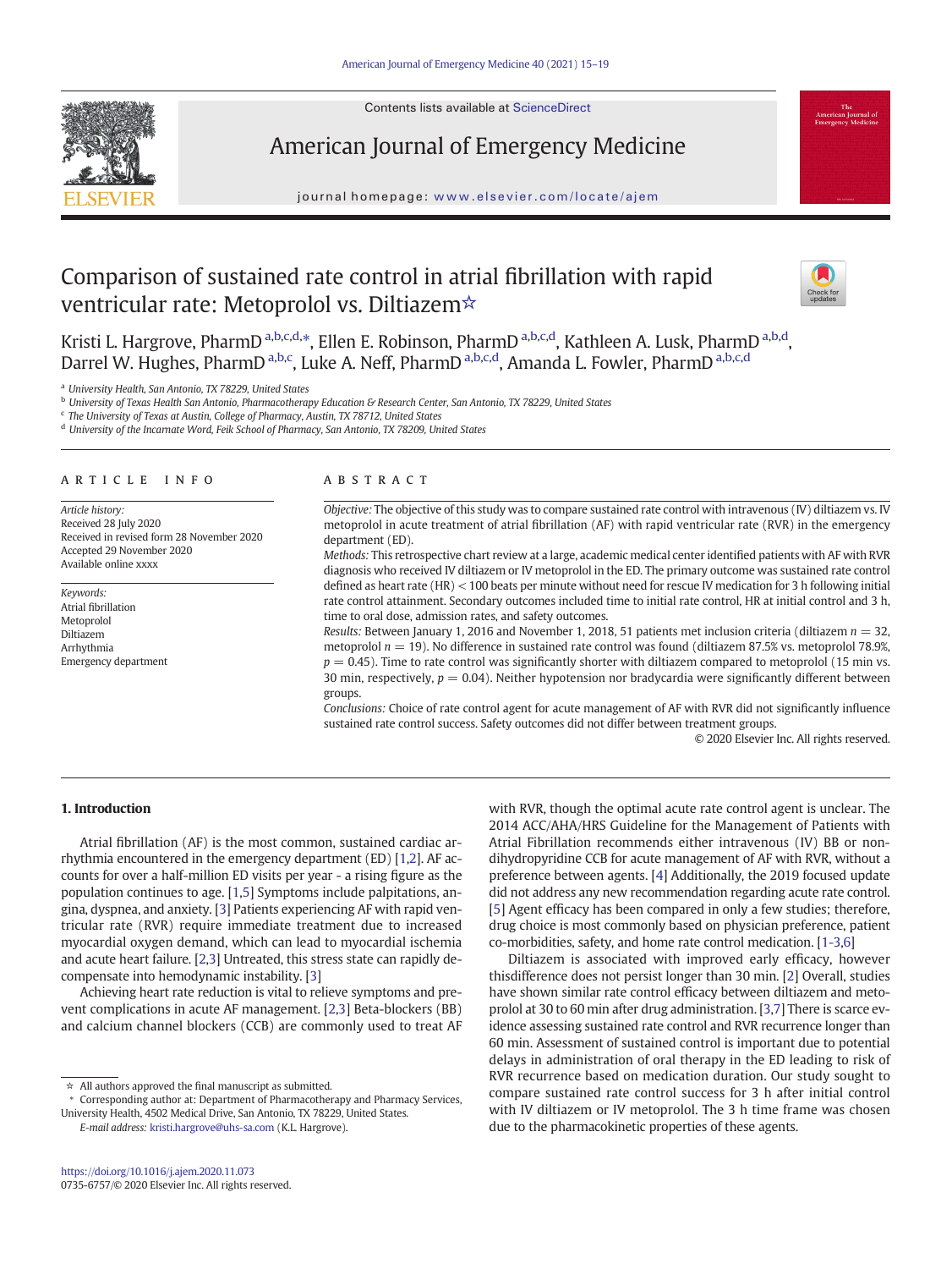# Comparison of sustained rate control in atrial fibrillation with rapid ventricular rate: Metoprolol vs. Diltiazem☆

Kristi L. Hargrove, PharmD [a,b,c,d,*], Ellen E. Robinson, PharmD [a,b,c,d], Kathleen A. Lusk, PharmD [a,b,d], Darrel W. Hughes, PharmD [a,b,c], Luke A. Neff, PharmD [a,b,c,d], Amanda L. Fowler, PharmD [a,b,c,d]

[a] University Health, San Antonio, TX 78229, United States
[b] University of Texas Health San Antonio, Pharmacotherapy Education & Research Center, San Antonio, TX 78229, United States
[c] The University of Texas at Austin, College of Pharmacy, Austin, TX 78712, United States
[d] University of the Incarnate Word, Feik School of Pharmacy, San Antonio, TX 78209, United States

## ARTICLE INFO

*Article history:*
Received 28 July 2020
Received in revised form 28 November 2020
Accepted 29 November 2020
Available online xxxx

*Keywords:*
Atrial fibrillation
Metoprolol
Diltiazem
Arrhythmia
Emergency department

## ABSTRACT

*Objective:* The objective of this study was to compare sustained rate control with intravenous (IV) diltiazem vs. IV metoprolol in acute treatment of atrial fibrillation (AF) with rapid ventricular rate (RVR) in the emergency department (ED).

*Methods:* This retrospective chart review at a large, academic medical center identified patients with AF with RVR diagnosis who received IV diltiazem or IV metoprolol in the ED. The primary outcome was sustained rate control defined as heart rate (HR) < 100 beats per minute without need for rescue IV medication for 3 h following initial rate control attainment. Secondary outcomes included time to initial rate control, HR at initial control and 3 h, time to oral dose, admission rates, and safety outcomes.

*Results:* Between January 1, 2016 and November 1, 2018, 51 patients met inclusion criteria (diltiazem $n = 32$, metoprolol $n = 19$). No difference in sustained rate control was found (diltiazem 87.5% vs. metoprolol 78.9%, $p = 0.45$). Time to rate control was significantly shorter with diltiazem compared to metoprolol (15 min vs. 30 min, respectively, $p = 0.04$). Neither hypotension nor bradycardia were significantly different between groups.

*Conclusions:* Choice of rate control agent for acute management of AF with RVR did not significantly influence sustained rate control success. Safety outcomes did not differ between treatment groups.

© 2020 Elsevier Inc. All rights reserved.

## 1. Introduction

Atrial fibrillation (AF) is the most common, sustained cardiac arrhythmia encountered in the emergency department (ED) [1,2]. AF accounts for over a half-million ED visits per year - a rising figure as the population continues to age. [1,5] Symptoms include palpitations, angina, dyspnea, and anxiety. [3] Patients experiencing AF with rapid ventricular rate (RVR) require immediate treatment due to increased myocardial oxygen demand, which can lead to myocardial ischemia and acute heart failure. [2,3] Untreated, this stress state can rapidly decompensate into hemodynamic instability. [3]

Achieving heart rate reduction is vital to relieve symptoms and prevent complications in acute AF management. [2,3] Beta-blockers (BB) and calcium channel blockers (CCB) are commonly used to treat AF with RVR, though the optimal acute rate control agent is unclear. The 2014 ACC/AHA/HRS Guideline for the Management of Patients with Atrial Fibrillation recommends either intravenous (IV) BB or non-dihydropyridine CCB for acute management of AF with RVR, without a preference between agents. [4] Additionally, the 2019 focused update did not address any new recommendation regarding acute rate control. [5] Agent efficacy has been compared in only a few studies; therefore, drug choice is most commonly based on physician preference, patient co-morbidities, safety, and home rate control medication. [1-3,6]

Diltiazem is associated with improved early efficacy, however thisdifference does not persist longer than 30 min. [2] Overall, studies have shown similar rate control efficacy between diltiazem and metoprolol at 30 to 60 min after drug administration. [3,7] There is scarce evidence assessing sustained rate control and RVR recurrence longer than 60 min. Assessment of sustained control is important due to potential delays in administration of oral therapy in the ED leading to risk of RVR recurrence based on medication duration. Our study sought to compare sustained rate control success for 3 h after initial control with IV diltiazem or IV metoprolol. The 3 h time frame was chosen due to the pharmacokinetic properties of these agents.

☆ All authors approved the final manuscript as submitted.
\* Corresponding author at: Department of Pharmacotherapy and Pharmacy Services, University Health, 4502 Medical Drive, San Antonio, TX 78229, United States.
*E-mail address:* kristi.hargrove@uhs-sa.com (K.L. Hargrove).

https://doi.org/10.1016/j.ajem.2020.11.073
0735-6757/© 2020 Elsevier Inc. All rights reserved.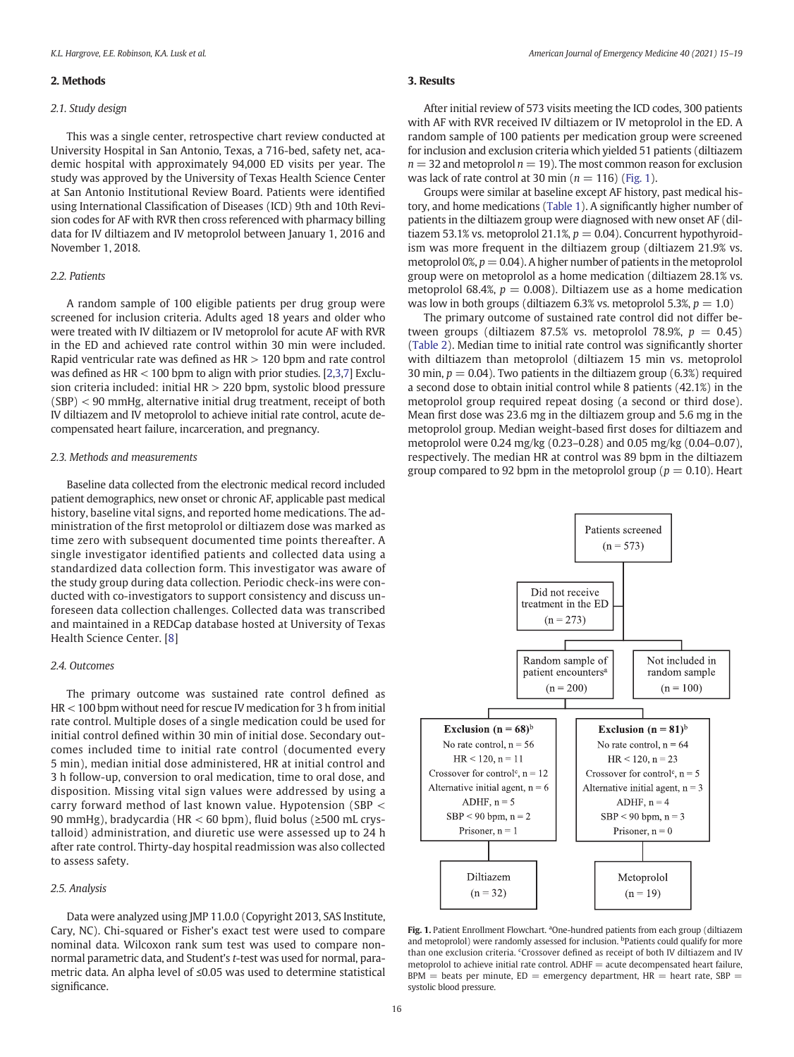## 2. Methods

### 2.1. Study design

This was a single center, retrospective chart review conducted at University Hospital in San Antonio, Texas, a 716-bed, safety net, academic hospital with approximately 94,000 ED visits per year. The study was approved by the University of Texas Health Science Center at San Antonio Institutional Review Board. Patients were identified using International Classification of Diseases (ICD) 9th and 10th Revision codes for AF with RVR then cross referenced with pharmacy billing data for IV diltiazem and IV metoprolol between January 1, 2016 and November 1, 2018.

### 2.2. Patients

A random sample of 100 eligible patients per drug group were screened for inclusion criteria. Adults aged 18 years and older who were treated with IV diltiazem or IV metoprolol for acute AF with RVR in the ED and achieved rate control within 30 min were included. Rapid ventricular rate was defined as HR > 120 bpm and rate control was defined as HR < 100 bpm to align with prior studies. [2,3,7] Exclusion criteria included: initial HR > 220 bpm, systolic blood pressure (SBP) < 90 mmHg, alternative initial drug treatment, receipt of both IV diltiazem and IV metoprolol to achieve initial rate control, acute decompensated heart failure, incarceration, and pregnancy.

### 2.3. Methods and measurements

Baseline data collected from the electronic medical record included patient demographics, new onset or chronic AF, applicable past medical history, baseline vital signs, and reported home medications. The administration of the first metoprolol or diltiazem dose was marked as time zero with subsequent documented time points thereafter. A single investigator identified patients and collected data using a standardized data collection form. This investigator was aware of the study group during data collection. Periodic check-ins were conducted with co-investigators to support consistency and discuss unforeseen data collection challenges. Collected data was transcribed and maintained in a REDCap database hosted at University of Texas Health Science Center. [8]

### 2.4. Outcomes

The primary outcome was sustained rate control defined as HR < 100 bpm without need for rescue IV medication for 3 h from initial rate control. Multiple doses of a single medication could be used for initial control defined within 30 min of initial dose. Secondary outcomes included time to initial rate control (documented every 5 min), median initial dose administered, HR at initial control and 3 h follow-up, conversion to oral medication, time to oral dose, and disposition. Missing vital sign values were addressed by using a carry forward method of last known value. Hypotension (SBP < 90 mmHg), bradycardia (HR < 60 bpm), fluid bolus (≥500 mL crystalloid) administration, and diuretic use were assessed up to 24 h after rate control. Thirty-day hospital readmission was also collected to assess safety.

### 2.5. Analysis

Data were analyzed using JMP 11.0.0 (Copyright 2013, SAS Institute, Cary, NC). Chi-squared or Fisher's exact test were used to compare nominal data. Wilcoxon rank sum test was used to compare non-normal parametric data, and Student's *t*-test was used for normal, parametric data. An alpha level of ≤0.05 was used to determine statistical significance.

## 3. Results

After initial review of 573 visits meeting the ICD codes, 300 patients with AF with RVR received IV diltiazem or IV metoprolol in the ED. A random sample of 100 patients per medication group were screened for inclusion and exclusion criteria which yielded 51 patients (diltiazem $n = 32$ and metoprolol $n = 19$). The most common reason for exclusion was lack of rate control at 30 min ($n = 116$) (Fig. 1).

Groups were similar at baseline except AF history, past medical history, and home medications (Table 1). A significantly higher number of patients in the diltiazem group were diagnosed with new onset AF (diltiazem 53.1% vs. metoprolol 21.1%, $p = 0.04$). Concurrent hypothyroidism was more frequent in the diltiazem group (diltiazem 21.9% vs. metoprolol 0%, $p = 0.04$). A higher number of patients in the metoprolol group were on metoprolol as a home medication (diltiazem 28.1% vs. metoprolol 68.4%, $p = 0.008$). Diltiazem use as a home medication was low in both groups (diltiazem 6.3% vs. metoprolol 5.3%, $p = 1.0$)

The primary outcome of sustained rate control did not differ between groups (diltiazem 87.5% vs. metoprolol 78.9%, $p = 0.45$) (Table 2). Median time to initial rate control was significantly shorter with diltiazem than metoprolol (diltiazem 15 min vs. metoprolol 30 min, $p = 0.04$). Two patients in the diltiazem group (6.3%) required a second dose to obtain initial control while 8 patients (42.1%) in the metoprolol group required repeat dosing (a second or third dose). Mean first dose was 23.6 mg in the diltiazem group and 5.6 mg in the metoprolol group. Median weight-based first doses for diltiazem and metoprolol were 0.24 mg/kg (0.23–0.28) and 0.05 mg/kg (0.04–0.07), respectively. The median HR at control was 89 bpm in the diltiazem group compared to 92 bpm in the metoprolol group ($p = 0.10$). Heart

**Fig. 1.** Patient Enrollment Flowchart. [a]One-hundred patients from each group (diltiazem and metoprolol) were randomly assessed for inclusion. [b]Patients could qualify for more than one exclusion criteria. [c]Crossover defined as receipt of both IV diltiazem and IV metoprolol to achieve initial rate control. ADHF = acute decompensated heart failure, BPM = beats per minute, ED = emergency department, HR = heart rate, SBP = systolic blood pressure.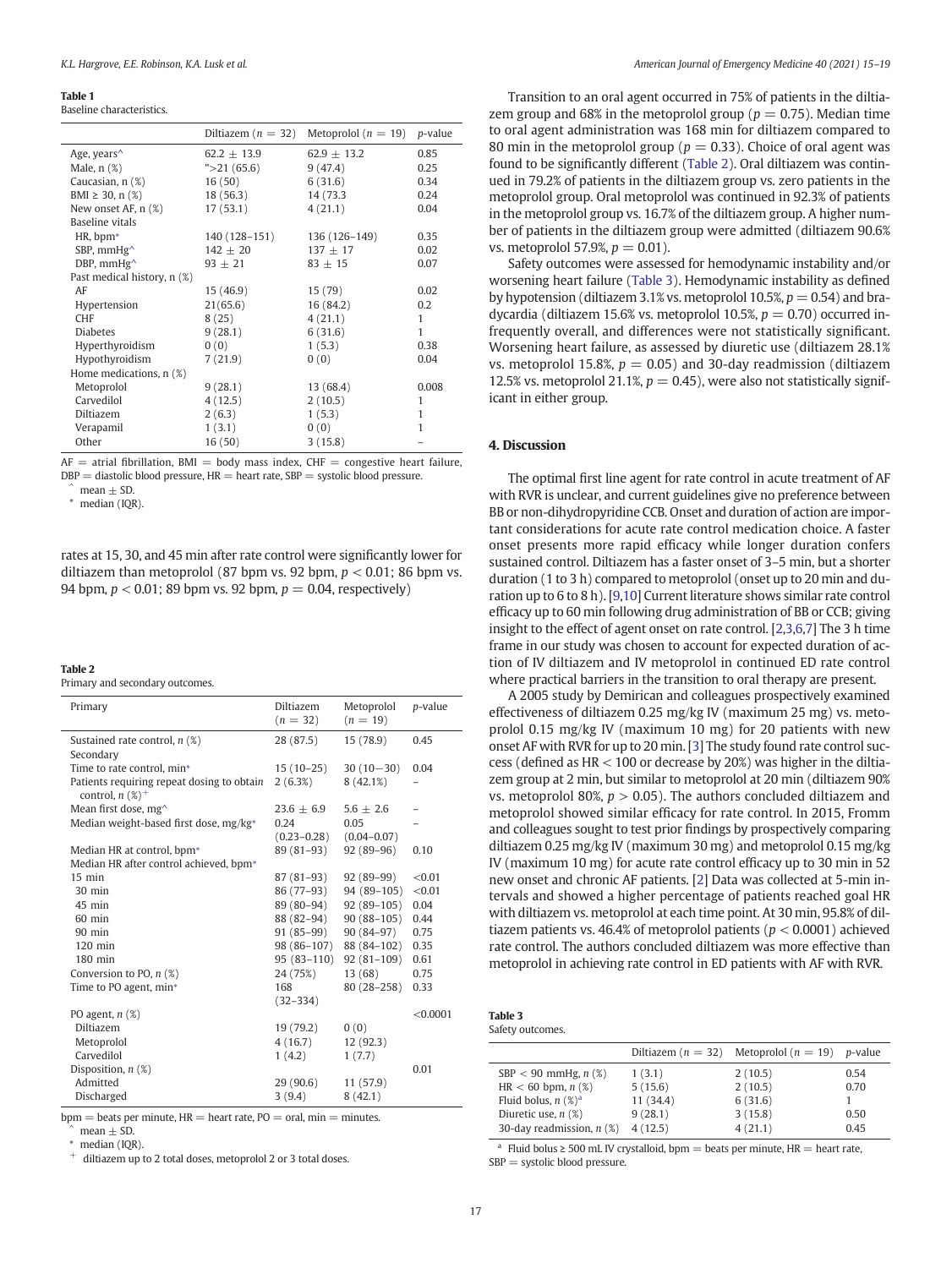**Table 1**
Baseline characteristics.

| | Diltiazem ($n$ = 32) | Metoprolol ($n$ = 19) | $p$-value |
|---|---|---|---|
| Age, years^ | 62.2 ± 13.9 | 62.9 ± 13.2 | 0.85 |
| Male, n (%) | ">21 (65.6) | 9 (47.4) | 0.25 |
| Caucasian, n (%) | 16 (50) | 6 (31.6) | 0.34 |
| BMI ≥ 30, n (%) | 18 (56.3) | 14 (73.3 | 0.24 |
| New onset AF, n (%) | 17 (53.1) | 4 (21.1) | 0.04 |
| Baseline vitals | | | |
| HR, bpm* | 140 (128–151) | 136 (126–149) | 0.35 |
| SBP, mmHg^ | 142 ± 20 | 137 ± 17 | 0.02 |
| DBP, mmHg^ | 93 ± 21 | 83 ± 15 | 0.07 |
| Past medical history, n (%) | | | |
| AF | 15 (46.9) | 15 (79) | 0.02 |
| Hypertension | 21(65.6) | 16 (84.2) | 0.2 |
| CHF | 8 (25) | 4 (21.1) | 1 |
| Diabetes | 9 (28.1) | 6 (31.6) | 1 |
| Hyperthyroidism | 0 (0) | 1 (5.3) | 0.38 |
| Hypothyroidism | 7 (21.9) | 0 (0) | 0.04 |
| Home medications, n (%) | | | |
| Metoprolol | 9 (28.1) | 13 (68.4) | 0.008 |
| Carvedilol | 4 (12.5) | 2 (10.5) | 1 |
| Diltiazem | 2 (6.3) | 1 (5.3) | 1 |
| Verapamil | 1 (3.1) | 0 (0) | 1 |
| Other | 16 (50) | 3 (15.8) | – |

AF = atrial fibrillation, BMI = body mass index, CHF = congestive heart failure, DBP = diastolic blood pressure, HR = heart rate, SBP = systolic blood pressure.
^ mean ± SD.
\* median (IQR).

rates at 15, 30, and 45 min after rate control were significantly lower for diltiazem than metoprolol (87 bpm vs. 92 bpm, $p < 0.01$; 86 bpm vs. 94 bpm, $p < 0.01$; 89 bpm vs. 92 bpm, $p = 0.04$, respectively)

**Table 2**
Primary and secondary outcomes.

| Primary | Diltiazem ($n$ = 32) | Metoprolol ($n$ = 19) | $p$-value |
|---|---|---|---|
| Sustained rate control, $n$ (%) | 28 (87.5) | 15 (78.9) | 0.45 |
| Secondary | | | |
| Time to rate control, min* | 15 (10–25) | 30 (10−30) | 0.04 |
| Patients requiring repeat dosing to obtain control, $n$ (%)+ | 2 (6.3%) | 8 (42.1%) | – |
| Mean first dose, mg^ | 23.6 ± 6.9 | 5.6 ± 2.6 | – |
| Median weight-based first dose, mg/kg* | 0.24 (0.23–0.28) | 0.05 (0.04–0.07) | – |
| Median HR at control, bpm* | 89 (81–93) | 92 (89–96) | 0.10 |
| Median HR after control achieved, bpm* | | | |
| 15 min | 87 (81–93) | 92 (89–99) | <0.01 |
| 30 min | 86 (77–93) | 94 (89–105) | <0.01 |
| 45 min | 89 (80–94) | 92 (89–105) | 0.04 |
| 60 min | 88 (82–94) | 90 (88–105) | 0.44 |
| 90 min | 91 (85–99) | 90 (84–97) | 0.75 |
| 120 min | 98 (86–107) | 88 (84–102) | 0.35 |
| 180 min | 95 (83–110) | 92 (81–109) | 0.61 |
| Conversion to PO, $n$ (%) | 24 (75%) | 13 (68) | 0.75 |
| Time to PO agent, min* | 168 (32–334) | 80 (28–258) | 0.33 |
| PO agent, $n$ (%) | | | <0.0001 |
| Diltiazem | 19 (79.2) | 0 (0) | |
| Metoprolol | 4 (16.7) | 12 (92.3) | |
| Carvedilol | 1 (4.2) | 1 (7.7) | |
| Disposition, $n$ (%) | | | 0.01 |
| Admitted | 29 (90.6) | 11 (57.9) | |
| Discharged | 3 (9.4) | 8 (42.1) | |

bpm = beats per minute, HR = heart rate, PO = oral, min = minutes.
^ mean ± SD.
\* median (IQR).
\+ diltiazem up to 2 total doses, metoprolol 2 or 3 total doses.

Transition to an oral agent occurred in 75% of patients in the diltiazem group and 68% in the metoprolol group ($p = 0.75$). Median time to oral agent administration was 168 min for diltiazem compared to 80 min in the metoprolol group ($p = 0.33$). Choice of oral agent was found to be significantly different (Table 2). Oral diltiazem was continued in 79.2% of patients in the diltiazem group vs. zero patients in the metoprolol group. Oral metoprolol was continued in 92.3% of patients in the metoprolol group vs. 16.7% of the diltiazem group. A higher number of patients in the diltiazem group were admitted (diltiazem 90.6% vs. metoprolol 57.9%, $p = 0.01$).

Safety outcomes were assessed for hemodynamic instability and/or worsening heart failure (Table 3). Hemodynamic instability as defined by hypotension (diltiazem 3.1% vs. metoprolol 10.5%, $p = 0.54$) and bradycardia (diltiazem 15.6% vs. metoprolol 10.5%, $p = 0.70$) occurred infrequently overall, and differences were not statistically significant. Worsening heart failure, as assessed by diuretic use (diltiazem 28.1% vs. metoprolol 15.8%, $p = 0.05$) and 30-day readmission (diltiazem 12.5% vs. metoprolol 21.1%, $p = 0.45$), were also not statistically significant in either group.

## 4. Discussion

The optimal first line agent for rate control in acute treatment of AF with RVR is unclear, and current guidelines give no preference between BB or non-dihydropyridine CCB. Onset and duration of action are important considerations for acute rate control medication choice. A faster onset presents more rapid efficacy while longer duration confers sustained control. Diltiazem has a faster onset of 3–5 min, but a shorter duration (1 to 3 h) compared to metoprolol (onset up to 20 min and duration up to 6 to 8 h). [9,10] Current literature shows similar rate control efficacy up to 60 min following drug administration of BB or CCB; giving insight to the effect of agent onset on rate control. [2,3,6,7] The 3 h time frame in our study was chosen to account for expected duration of action of IV diltiazem and IV metoprolol in continued ED rate control where practical barriers in the transition to oral therapy are present.

A 2005 study by Demircan and colleagues prospectively examined effectiveness of diltiazem 0.25 mg/kg IV (maximum 25 mg) vs. metoprolol 0.15 mg/kg IV (maximum 10 mg) for 20 patients with new onset AF with RVR for up to 20 min. [3] The study found rate control success (defined as HR < 100 or decrease by 20%) was higher in the diltiazem group at 2 min, but similar to metoprolol at 20 min (diltiazem 90% vs. metoprolol 80%, $p > 0.05$). The authors concluded diltiazem and metoprolol showed similar efficacy for rate control. In 2015, Fromm and colleagues sought to test prior findings by prospectively comparing diltiazem 0.25 mg/kg IV (maximum 30 mg) and metoprolol 0.15 mg/kg IV (maximum 10 mg) for acute rate control efficacy up to 30 min in 52 new onset and chronic AF patients. [2] Data was collected at 5-min intervals and showed a higher percentage of patients reached goal HR with diltiazem vs. metoprolol at each time point. At 30 min, 95.8% of diltiazem patients vs. 46.4% of metoprolol patients ($p < 0.0001$) achieved rate control. The authors concluded diltiazem was more effective than metoprolol in achieving rate control in ED patients with AF with RVR.

**Table 3**
Safety outcomes.

| | Diltiazem ($n$ = 32) | Metoprolol ($n$ = 19) | $p$-value |
|---|---|---|---|
| SBP < 90 mmHg, $n$ (%) | 1 (3.1) | 2 (10.5) | 0.54 |
| HR < 60 bpm, $n$ (%) | 5 (15.6) | 2 (10.5) | 0.70 |
| Fluid bolus, $n$ (%)[a] | 11 (34.4) | 6 (31.6) | 1 |
| Diuretic use, $n$ (%) | 9 (28.1) | 3 (15.8) | 0.50 |
| 30-day readmission, $n$ (%) | 4 (12.5) | 4 (21.1) | 0.45 |

[a] Fluid bolus ≥ 500 mL IV crystalloid, bpm = beats per minute, HR = heart rate, SBP = systolic blood pressure.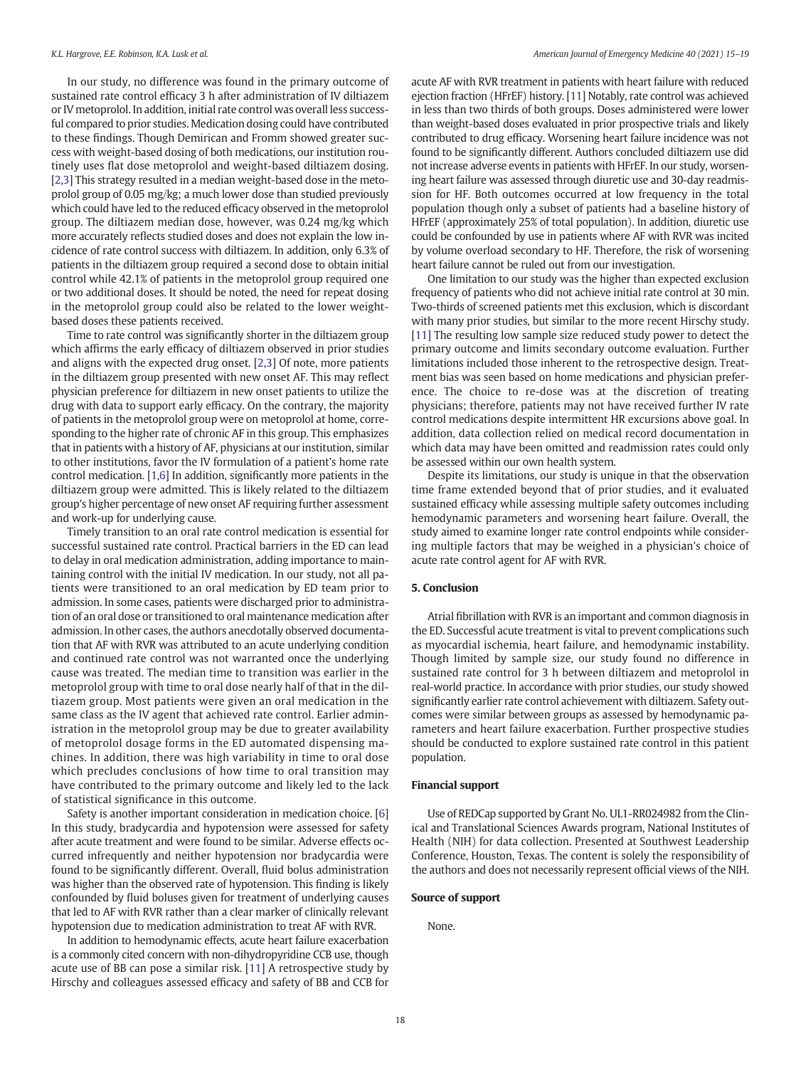In our study, no difference was found in the primary outcome of sustained rate control efficacy 3 h after administration of IV diltiazem or IV metoprolol. In addition, initial rate control was overall less successful compared to prior studies. Medication dosing could have contributed to these findings. Though Demirican and Fromm showed greater success with weight-based dosing of both medications, our institution routinely uses flat dose metoprolol and weight-based diltiazem dosing. [2,3] This strategy resulted in a median weight-based dose in the metoprolol group of 0.05 mg/kg; a much lower dose than studied previously which could have led to the reduced efficacy observed in the metoprolol group. The diltiazem median dose, however, was 0.24 mg/kg which more accurately reflects studied doses and does not explain the low incidence of rate control success with diltiazem. In addition, only 6.3% of patients in the diltiazem group required a second dose to obtain initial control while 42.1% of patients in the metoprolol group required one or two additional doses. It should be noted, the need for repeat dosing in the metoprolol group could also be related to the lower weight-based doses these patients received.

Time to rate control was significantly shorter in the diltiazem group which affirms the early efficacy of diltiazem observed in prior studies and aligns with the expected drug onset. [2,3] Of note, more patients in the diltiazem group presented with new onset AF. This may reflect physician preference for diltiazem in new onset patients to utilize the drug with data to support early efficacy. On the contrary, the majority of patients in the metoprolol group were on metoprolol at home, corresponding to the higher rate of chronic AF in this group. This emphasizes that in patients with a history of AF, physicians at our institution, similar to other institutions, favor the IV formulation of a patient's home rate control medication. [1,6] In addition, significantly more patients in the diltiazem group were admitted. This is likely related to the diltiazem group's higher percentage of new onset AF requiring further assessment and work-up for underlying cause.

Timely transition to an oral rate control medication is essential for successful sustained rate control. Practical barriers in the ED can lead to delay in oral medication administration, adding importance to maintaining control with the initial IV medication. In our study, not all patients were transitioned to an oral medication by ED team prior to admission. In some cases, patients were discharged prior to administration of an oral dose or transitioned to oral maintenance medication after admission. In other cases, the authors anecdotally observed documentation that AF with RVR was attributed to an acute underlying condition and continued rate control was not warranted once the underlying cause was treated. The median time to transition was earlier in the metoprolol group with time to oral dose nearly half of that in the diltiazem group. Most patients were given an oral medication in the same class as the IV agent that achieved rate control. Earlier administration in the metoprolol group may be due to greater availability of metoprolol dosage forms in the ED automated dispensing machines. In addition, there was high variability in time to oral dose which precludes conclusions of how time to oral transition may have contributed to the primary outcome and likely led to the lack of statistical significance in this outcome.

Safety is another important consideration in medication choice. [6] In this study, bradycardia and hypotension were assessed for safety after acute treatment and were found to be similar. Adverse effects occurred infrequently and neither hypotension nor bradycardia were found to be significantly different. Overall, fluid bolus administration was higher than the observed rate of hypotension. This finding is likely confounded by fluid boluses given for treatment of underlying causes that led to AF with RVR rather than a clear marker of clinically relevant hypotension due to medication administration to treat AF with RVR.

In addition to hemodynamic effects, acute heart failure exacerbation is a commonly cited concern with non-dihydropyridine CCB use, though acute use of BB can pose a similar risk. [11] A retrospective study by Hirschy and colleagues assessed efficacy and safety of BB and CCB for acute AF with RVR treatment in patients with heart failure with reduced ejection fraction (HFrEF) history. [11] Notably, rate control was achieved in less than two thirds of both groups. Doses administered were lower than weight-based doses evaluated in prior prospective trials and likely contributed to drug efficacy. Worsening heart failure incidence was not found to be significantly different. Authors concluded diltiazem use did not increase adverse events in patients with HFrEF. In our study, worsening heart failure was assessed through diuretic use and 30-day readmission for HF. Both outcomes occurred at low frequency in the total population though only a subset of patients had a baseline history of HFrEF (approximately 25% of total population). In addition, diuretic use could be confounded by use in patients where AF with RVR was incited by volume overload secondary to HF. Therefore, the risk of worsening heart failure cannot be ruled out from our investigation.

One limitation to our study was the higher than expected exclusion frequency of patients who did not achieve initial rate control at 30 min. Two-thirds of screened patients met this exclusion, which is discordant with many prior studies, but similar to the more recent Hirschy study. [11] The resulting low sample size reduced study power to detect the primary outcome and limits secondary outcome evaluation. Further limitations included those inherent to the retrospective design. Treatment bias was seen based on home medications and physician preference. The choice to re-dose was at the discretion of treating physicians; therefore, patients may not have received further IV rate control medications despite intermittent HR excursions above goal. In addition, data collection relied on medical record documentation in which data may have been omitted and readmission rates could only be assessed within our own health system.

Despite its limitations, our study is unique in that the observation time frame extended beyond that of prior studies, and it evaluated sustained efficacy while assessing multiple safety outcomes including hemodynamic parameters and worsening heart failure. Overall, the study aimed to examine longer rate control endpoints while considering multiple factors that may be weighed in a physician's choice of acute rate control agent for AF with RVR.

## 5. Conclusion

Atrial fibrillation with RVR is an important and common diagnosis in the ED. Successful acute treatment is vital to prevent complications such as myocardial ischemia, heart failure, and hemodynamic instability. Though limited by sample size, our study found no difference in sustained rate control for 3 h between diltiazem and metoprolol in real-world practice. In accordance with prior studies, our study showed significantly earlier rate control achievement with diltiazem. Safety outcomes were similar between groups as assessed by hemodynamic parameters and heart failure exacerbation. Further prospective studies should be conducted to explore sustained rate control in this patient population.

## Financial support

Use of REDCap supported by Grant No. UL1-RR024982 from the Clinical and Translational Sciences Awards program, National Institutes of Health (NIH) for data collection. Presented at Southwest Leadership Conference, Houston, Texas. The content is solely the responsibility of the authors and does not necessarily represent official views of the NIH.

## Source of support

None.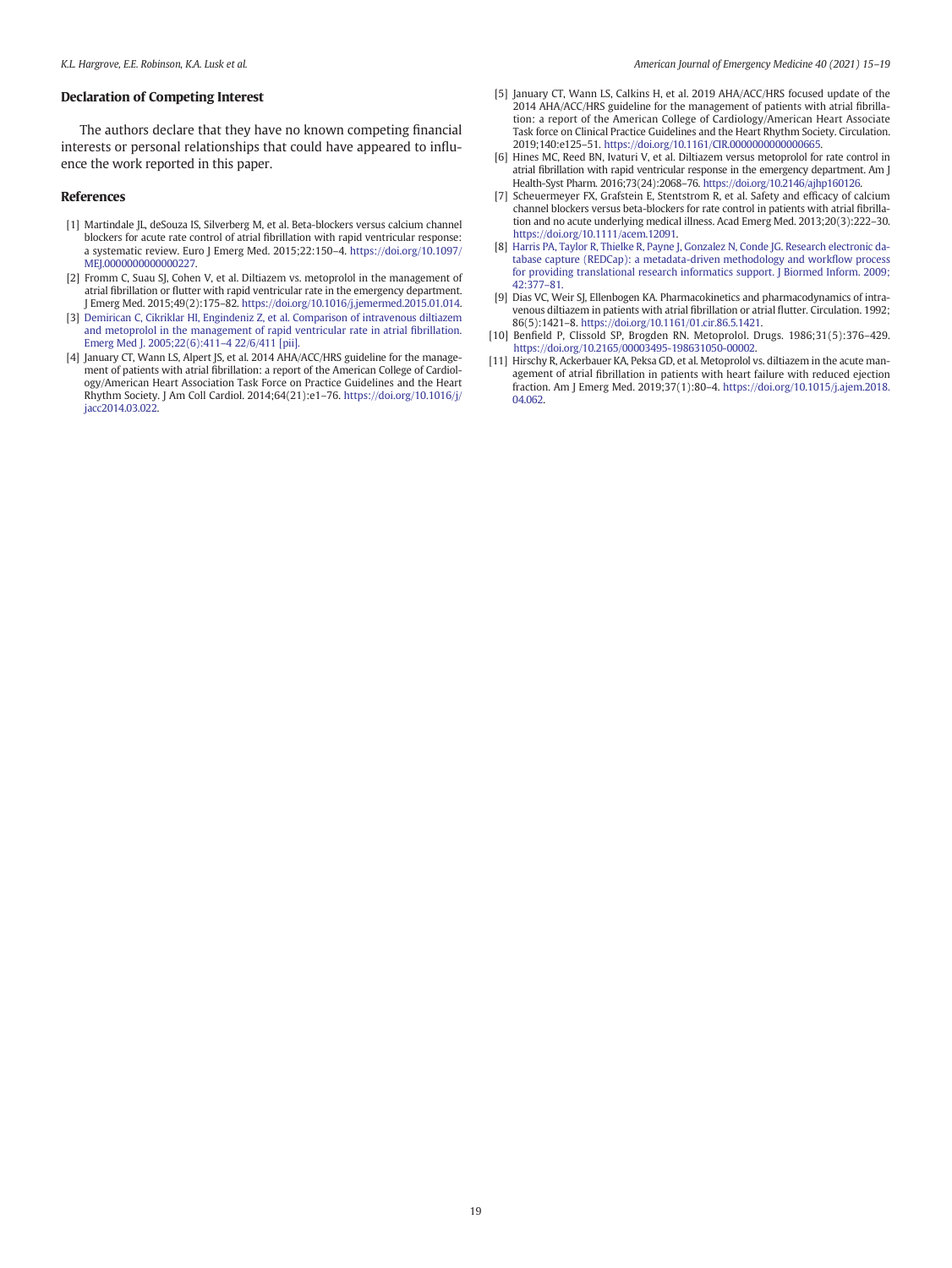## Declaration of Competing Interest

The authors declare that they have no known competing financial interests or personal relationships that could have appeared to influence the work reported in this paper.

## References

[1] Martindale JL, deSouza IS, Silverberg M, et al. Beta-blockers versus calcium channel blockers for acute rate control of atrial fibrillation with rapid ventricular response: a systematic review. Euro J Emerg Med. 2015;22:150–4. https://doi.org/10.1097/MEJ.0000000000000227.

[2] Fromm C, Suau SJ, Cohen V, et al. Diltiazem vs. metoprolol in the management of atrial fibrillation or flutter with rapid ventricular rate in the emergency department. J Emerg Med. 2015;49(2):175–82. https://doi.org/10.1016/j.jemermed.2015.01.014.

[3] Demircan C, Cikriklar HI, Engindeniz Z, et al. Comparison of intravenous diltiazem and metoprolol in the management of rapid ventricular rate in atrial fibrillation. Emerg Med J. 2005;22(6):411–4 22/6/411 [pii].

[4] January CT, Wann LS, Alpert JS, et al. 2014 AHA/ACC/HRS guideline for the management of patients with atrial fibrillation: a report of the American College of Cardiology/American Heart Association Task Force on Practice Guidelines and the Heart Rhythm Society. J Am Coll Cardiol. 2014;64(21):e1–76. https://doi.org/10.1016/j.jacc2014.03.022.

[5] January CT, Wann LS, Calkins H, et al. 2019 AHA/ACC/HRS focused update of the 2014 AHA/ACC/HRS guideline for the management of patients with atrial fibrillation: a report of the American College of Cardiology/American Heart Associate Task force on Clinical Practice Guidelines and the Heart Rhythm Society. Circulation. 2019;140:e125–51. https://doi.org/10.1161/CIR.0000000000000665.

[6] Hines MC, Reed BN, Ivaturi V, et al. Diltiazem versus metoprolol for rate control in atrial fibrillation with rapid ventricular response in the emergency department. Am J Health-Syst Pharm. 2016;73(24):2068–76. https://doi.org/10.2146/ajhp160126.

[7] Scheuermeyer FX, Grafstein E, Stentstrom R, et al. Safety and efficacy of calcium channel blockers versus beta-blockers for rate control in patients with atrial fibrillation and no acute underlying medical illness. Acad Emerg Med. 2013;20(3):222–30. https://doi.org/10.1111/acem.12091.

[8] Harris PA, Taylor R, Thielke R, Payne J, Gonzalez N, Conde JG. Research electronic database capture (REDCap): a metadata-driven methodology and workflow process for providing translational research informatics support. J Biomed Inform. 2009;42:377–81.

[9] Dias VC, Weir SJ, Ellenbogen KA. Pharmacokinetics and pharmacodynamics of intravenous diltiazem in patients with atrial fibrillation or atrial flutter. Circulation. 1992;86(5):1421–8. https://doi.org/10.1161/01.cir.86.5.1421.

[10] Benfield P, Clissold SP, Brogden RN. Metoprolol. Drugs. 1986;31(5):376–429. https://doi.org/10.2165/00003495-198631050-00002.

[11] Hirschy R, Ackerbauer KA, Peksa GD, et al. Metoprolol vs. diltiazem in the acute management of atrial fibrillation in patients with heart failure with reduced ejection fraction. Am J Emerg Med. 2019;37(1):80–4. https://doi.org/10.1015/j.ajem.2018.04.062.